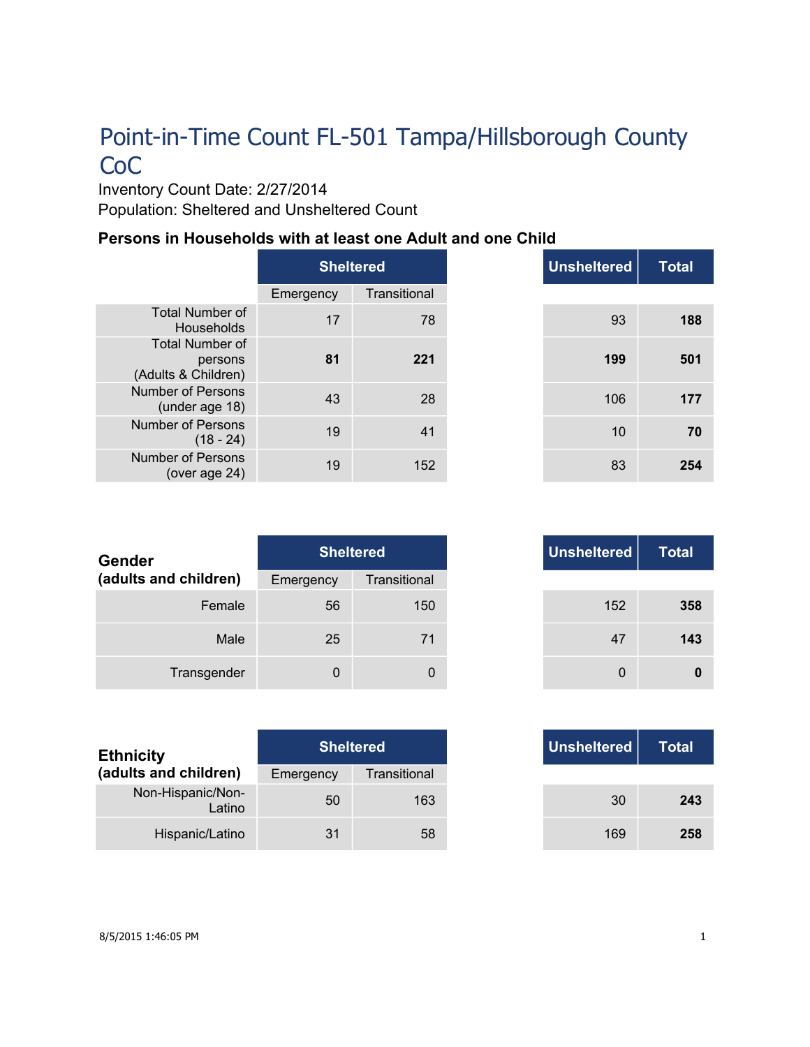# Point-in-Time Count FL-501 Tampa/Hillsborough County CoC

Inventory Count Date: 2/27/2014

Population: Sheltered and Unsheltered Count

## Persons in Households with at least one Adult and one Child

| | Sheltered | | Unsheltered | Total |
|---|---|---|---|---|
| | Emergency | Transitional | | |
| Total Number of Households | 17 | 78 | 93 | **188** |
| Total Number of persons (Adults & Children) | **81** | **221** | **199** | **501** |
| Number of Persons (under age 18) | 43 | 28 | 106 | **177** |
| Number of Persons (18 - 24) | 19 | 41 | 10 | **70** |
| Number of Persons (over age 24) | 19 | 152 | 83 | **254** |

| **Gender (adults and children)** | Sheltered | | Unsheltered | Total |
|---|---|---|---|---|
| | Emergency | Transitional | | |
| Female | 56 | 150 | 152 | **358** |
| Male | 25 | 71 | 47 | **143** |
| Transgender | 0 | 0 | 0 | **0** |

| **Ethnicity (adults and children)** | Sheltered | | Unsheltered | Total |
|---|---|---|---|---|
| | Emergency | Transitional | | |
| Non-Hispanic/Non-Latino | 50 | 163 | 30 | **243** |
| Hispanic/Latino | 31 | 58 | 169 | **258** |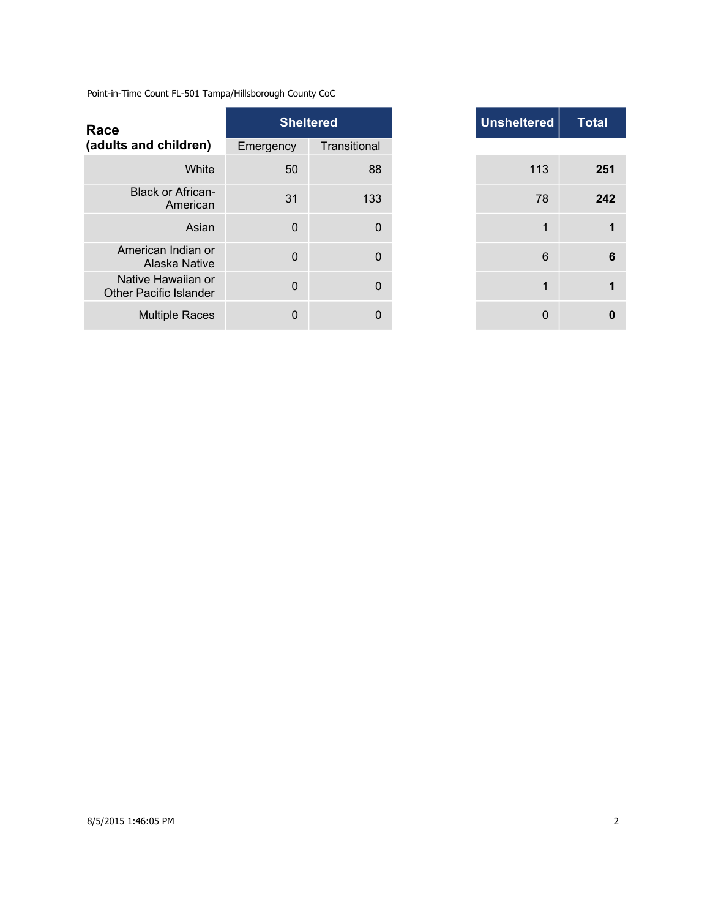Point-in-Time Count FL-501 Tampa/Hillsborough County CoC

| Race (adults and children) | Sheltered | | Unsheltered | Total |
|---|---|---|---|---|
| | Emergency | Transitional | | |
| White | 50 | 88 | 113 | **251** |
| Black or African-American | 31 | 133 | 78 | **242** |
| Asian | 0 | 0 | 1 | **1** |
| American Indian or Alaska Native | 0 | 0 | 6 | **6** |
| Native Hawaiian or Other Pacific Islander | 0 | 0 | 1 | **1** |
| Multiple Races | 0 | 0 | 0 | **0** |

8/5/2015 1:46:05 PM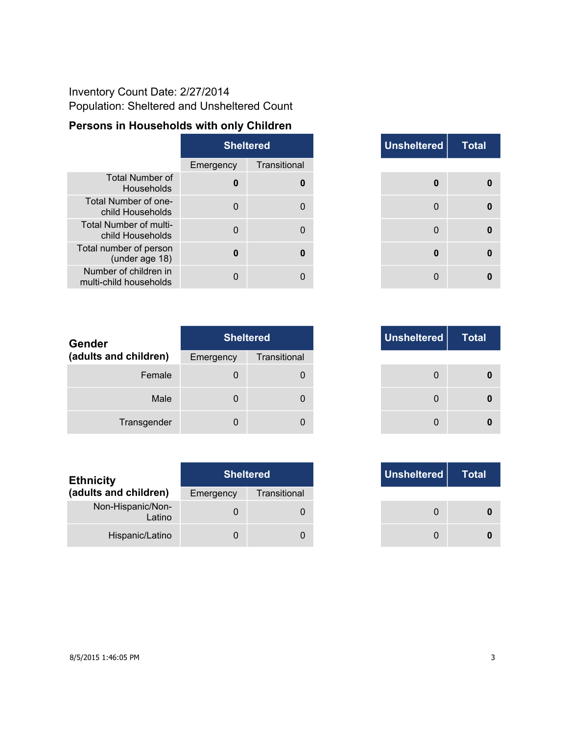Inventory Count Date: 2/27/2014
Population: Sheltered and Unsheltered Count

### Persons in Households with only Children

| | Sheltered | | Unsheltered | Total |
|---|---|---|---|---|
| | Emergency | Transitional | | |
| Total Number of Households | **0** | **0** | **0** | **0** |
| Total Number of one-child Households | 0 | 0 | 0 | **0** |
| Total Number of multi-child Households | 0 | 0 | 0 | **0** |
| Total number of person (under age 18) | **0** | **0** | **0** | **0** |
| Number of children in multi-child households | 0 | 0 | 0 | **0** |

| Gender (adults and children) | Sheltered | | Unsheltered | Total |
|---|---|---|---|---|
| | Emergency | Transitional | | |
| Female | 0 | 0 | 0 | **0** |
| Male | 0 | 0 | 0 | **0** |
| Transgender | 0 | 0 | 0 | **0** |

| Ethnicity (adults and children) | Sheltered | | Unsheltered | Total |
|---|---|---|---|---|
| | Emergency | Transitional | | |
| Non-Hispanic/Non-Latino | 0 | 0 | 0 | **0** |
| Hispanic/Latino | 0 | 0 | 0 | **0** |

8/5/2015 1:46:05 PM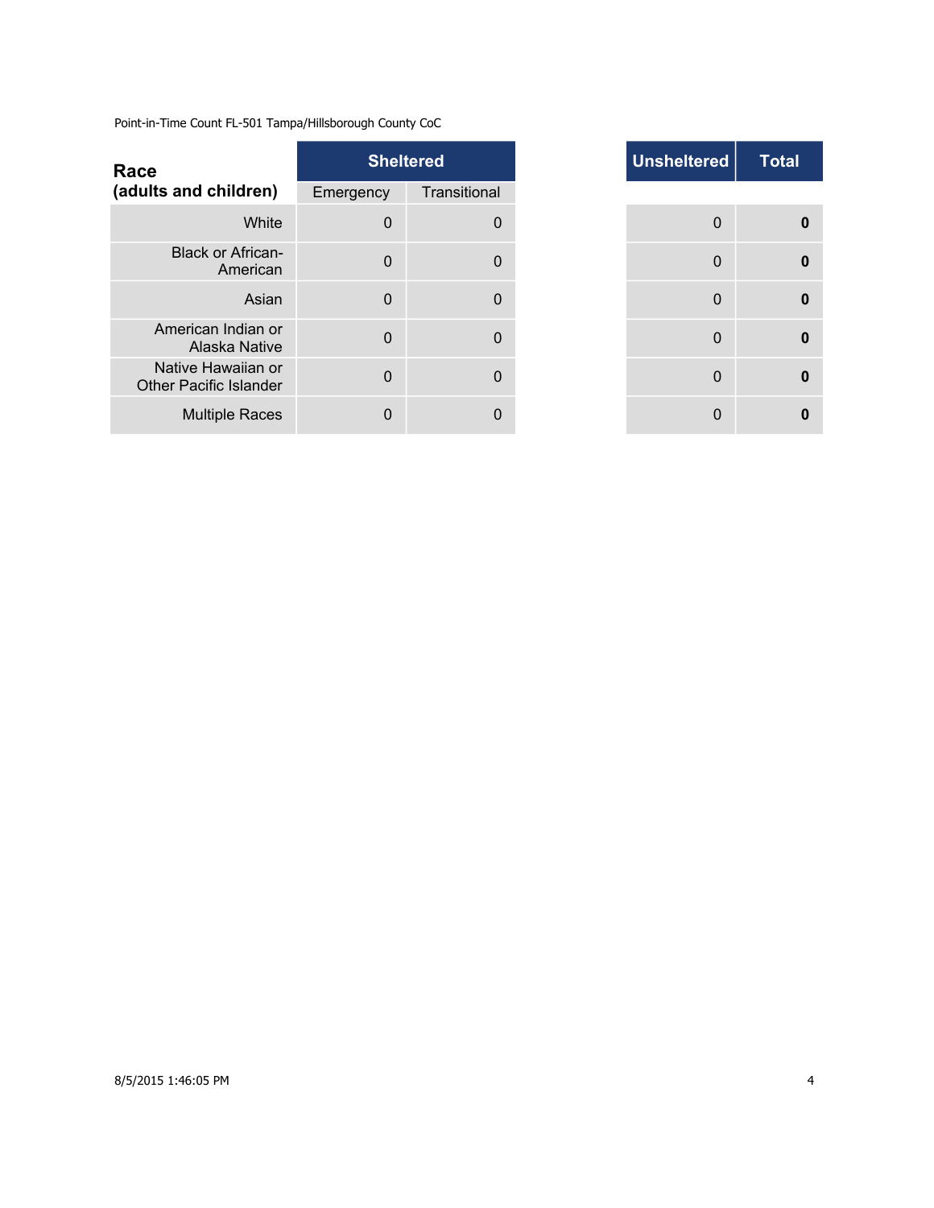Point-in-Time Count FL-501 Tampa/Hillsborough County CoC

| Race (adults and children) | Sheltered | | Unsheltered | Total |
|---|---|---|---|---|
| | Emergency | Transitional | | |
| White | 0 | 0 | 0 | **0** |
| Black or African-American | 0 | 0 | 0 | **0** |
| Asian | 0 | 0 | 0 | **0** |
| American Indian or Alaska Native | 0 | 0 | 0 | **0** |
| Native Hawaiian or Other Pacific Islander | 0 | 0 | 0 | **0** |
| Multiple Races | 0 | 0 | 0 | **0** |

8/5/2015 1:46:05 PM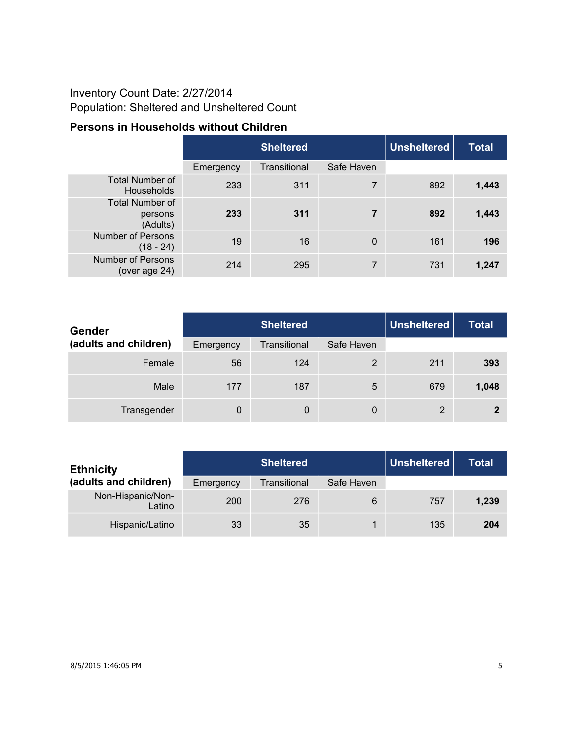Inventory Count Date: 2/27/2014

Population: Sheltered and Unsheltered Count

### Persons in Households without Children

| | Sheltered | | | Unsheltered | Total |
|---|---|---|---|---|---|
| | Emergency | Transitional | Safe Haven | | |
| Total Number of Households | 233 | 311 | 7 | 892 | **1,443** |
| Total Number of persons (Adults) | **233** | **311** | **7** | **892** | **1,443** |
| Number of Persons (18 - 24) | 19 | 16 | 0 | 161 | **196** |
| Number of Persons (over age 24) | 214 | 295 | 7 | 731 | **1,247** |

| **Gender (adults and children)** | Sheltered | | | Unsheltered | Total |
|---|---|---|---|---|---|
| | Emergency | Transitional | Safe Haven | | |
| Female | 56 | 124 | 2 | 211 | **393** |
| Male | 177 | 187 | 5 | 679 | **1,048** |
| Transgender | 0 | 0 | 0 | 2 | **2** |

| **Ethnicity (adults and children)** | Sheltered | | | Unsheltered | Total |
|---|---|---|---|---|---|
| | Emergency | Transitional | Safe Haven | | |
| Non-Hispanic/Non-Latino | 200 | 276 | 6 | 757 | **1,239** |
| Hispanic/Latino | 33 | 35 | 1 | 135 | **204** |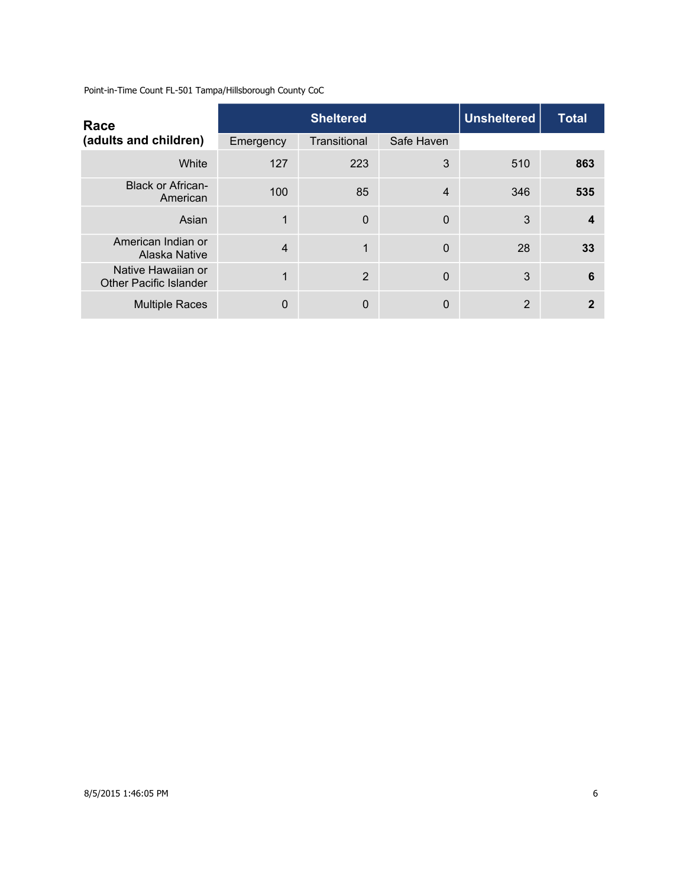Point-in-Time Count FL-501 Tampa/Hillsborough County CoC

| Race (adults and children) | Sheltered | | | Unsheltered | Total |
|---|---|---|---|---|---|
| | Emergency | Transitional | Safe Haven | | |
| White | 127 | 223 | 3 | 510 | **863** |
| Black or African-American | 100 | 85 | 4 | 346 | **535** |
| Asian | 1 | 0 | 0 | 3 | **4** |
| American Indian or Alaska Native | 4 | 1 | 0 | 28 | **33** |
| Native Hawaiian or Other Pacific Islander | 1 | 2 | 0 | 3 | **6** |
| Multiple Races | 0 | 0 | 0 | 2 | **2** |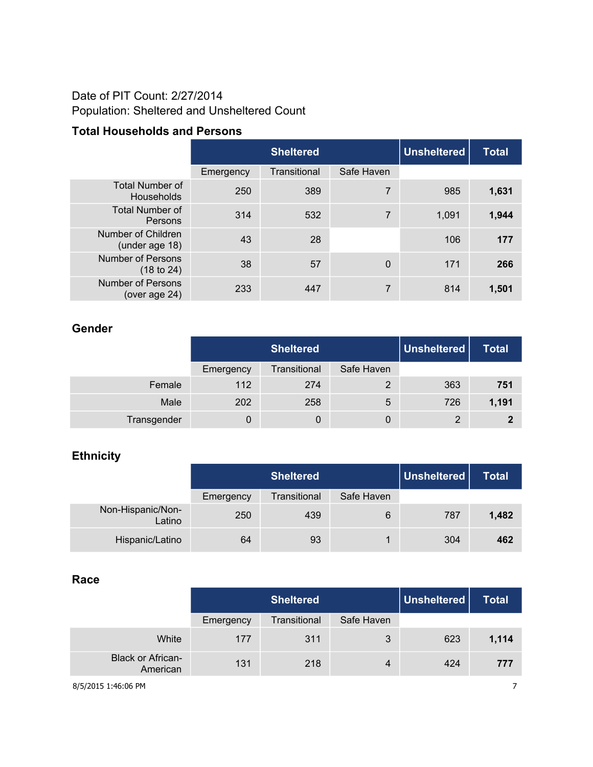Date of PIT Count: 2/27/2014
Population: Sheltered and Unsheltered Count

### Total Households and Persons

| | Sheltered | | | Unsheltered | Total |
|---|---|---|---|---|---|
| | Emergency | Transitional | Safe Haven | | |
| Total Number of Households | 250 | 389 | 7 | 985 | **1,631** |
| Total Number of Persons | 314 | 532 | 7 | 1,091 | **1,944** |
| Number of Children (under age 18) | 43 | 28 | | 106 | **177** |
| Number of Persons (18 to 24) | 38 | 57 | 0 | 171 | **266** |
| Number of Persons (over age 24) | 233 | 447 | 7 | 814 | **1,501** |

### Gender

| | Sheltered | | | Unsheltered | Total |
|---|---|---|---|---|---|
| | Emergency | Transitional | Safe Haven | | |
| Female | 112 | 274 | 2 | 363 | **751** |
| Male | 202 | 258 | 5 | 726 | **1,191** |
| Transgender | 0 | 0 | 0 | 2 | **2** |

### Ethnicity

| | Sheltered | | | Unsheltered | Total |
|---|---|---|---|---|---|
| | Emergency | Transitional | Safe Haven | | |
| Non-Hispanic/Non-Latino | 250 | 439 | 6 | 787 | **1,482** |
| Hispanic/Latino | 64 | 93 | 1 | 304 | **462** |

### Race

| | Sheltered | | | Unsheltered | Total |
|---|---|---|---|---|---|
| | Emergency | Transitional | Safe Haven | | |
| White | 177 | 311 | 3 | 623 | **1,114** |
| Black or African-American | 131 | 218 | 4 | 424 | **777** |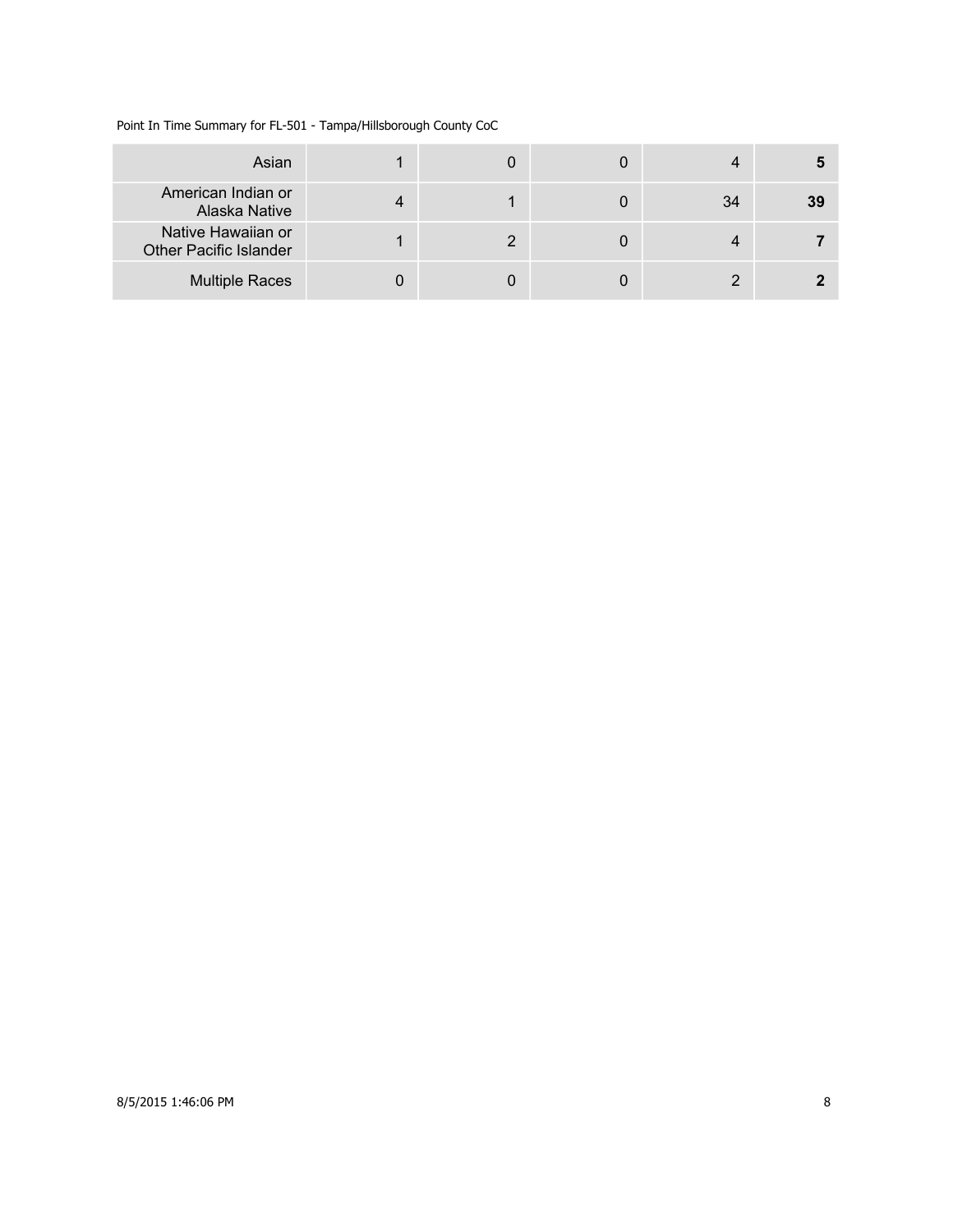| | | | | | |
|---|---|---|---|---|---|
| Asian | 1 | 0 | 0 | 4 | **5** |
| American Indian or Alaska Native | 4 | 1 | 0 | 34 | **39** |
| Native Hawaiian or Other Pacific Islander | 1 | 2 | 0 | 4 | **7** |
| Multiple Races | 0 | 0 | 0 | 2 | **2** |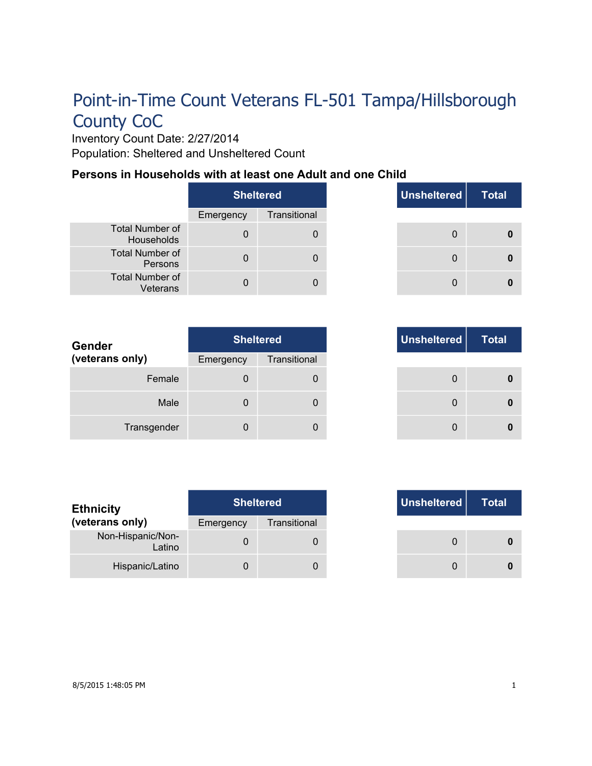# Point-in-Time Count Veterans FL-501 Tampa/Hillsborough County CoC

Inventory Count Date: 2/27/2014

Population: Sheltered and Unsheltered Count

### Persons in Households with at least one Adult and one Child

| | Sheltered | | Unsheltered | Total |
|---|---|---|---|---|
| | Emergency | Transitional | | |
| Total Number of Households | 0 | 0 | 0 | **0** |
| Total Number of Persons | 0 | 0 | 0 | **0** |
| Total Number of Veterans | 0 | 0 | 0 | **0** |

| **Gender (veterans only)** | Sheltered | | Unsheltered | Total |
|---|---|---|---|---|
| | Emergency | Transitional | | |
| Female | 0 | 0 | 0 | **0** |
| Male | 0 | 0 | 0 | **0** |
| Transgender | 0 | 0 | 0 | **0** |

| **Ethnicity (veterans only)** | Sheltered | | Unsheltered | Total |
|---|---|---|---|---|
| | Emergency | Transitional | | |
| Non-Hispanic/Non-Latino | 0 | 0 | 0 | **0** |
| Hispanic/Latino | 0 | 0 | 0 | **0** |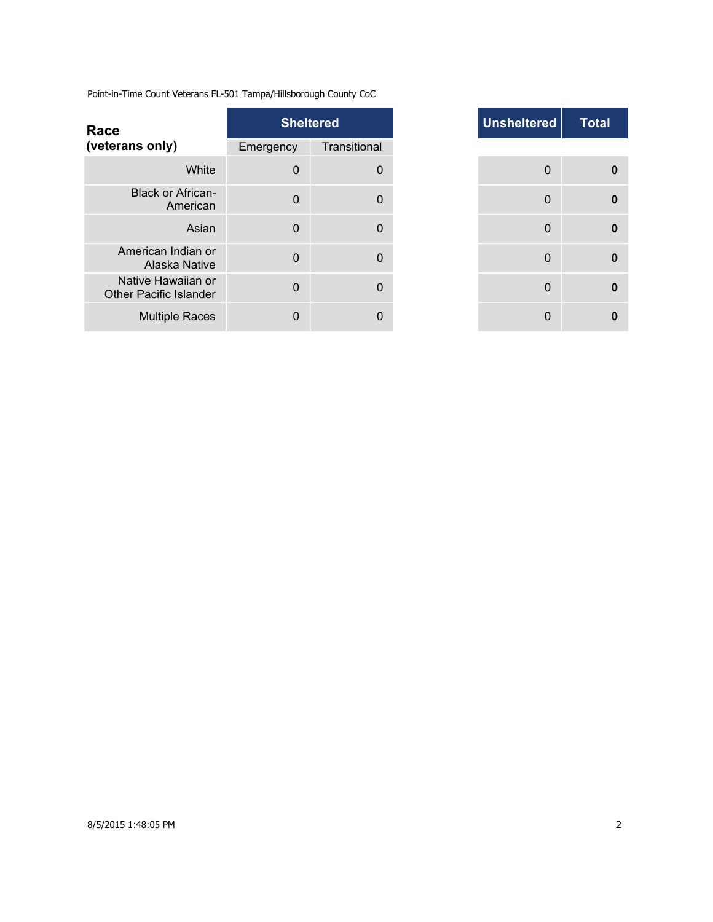Point-in-Time Count Veterans FL-501 Tampa/Hillsborough County CoC

| Race (veterans only) | Sheltered | | Unsheltered | Total |
|---|---|---|---|---|
| | Emergency | Transitional | | |
| White | 0 | 0 | 0 | **0** |
| Black or African-American | 0 | 0 | 0 | **0** |
| Asian | 0 | 0 | 0 | **0** |
| American Indian or Alaska Native | 0 | 0 | 0 | **0** |
| Native Hawaiian or Other Pacific Islander | 0 | 0 | 0 | **0** |
| Multiple Races | 0 | 0 | 0 | **0** |

8/5/2015 1:48:05 PM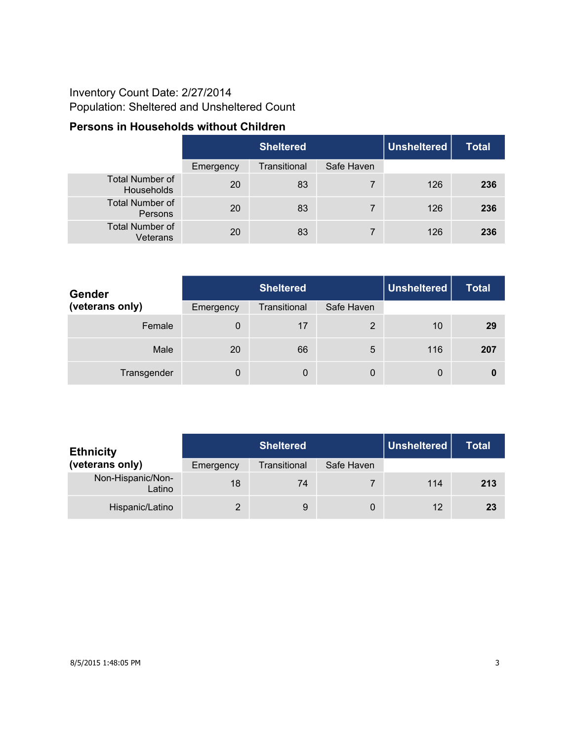Inventory Count Date: 2/27/2014
Population: Sheltered and Unsheltered Count

## Persons in Households without Children

| | Sheltered | | | Unsheltered | Total |
|---|---|---|---|---|---|
| | Emergency | Transitional | Safe Haven | | |
| Total Number of Households | 20 | 83 | 7 | 126 | **236** |
| Total Number of Persons | 20 | 83 | 7 | 126 | **236** |
| Total Number of Veterans | 20 | 83 | 7 | 126 | **236** |

| **Gender (veterans only)** | Sheltered | | | Unsheltered | Total |
|---|---|---|---|---|---|
| | Emergency | Transitional | Safe Haven | | |
| Female | 0 | 17 | 2 | 10 | **29** |
| Male | 20 | 66 | 5 | 116 | **207** |
| Transgender | 0 | 0 | 0 | 0 | **0** |

| **Ethnicity (veterans only)** | Sheltered | | | Unsheltered | Total |
|---|---|---|---|---|---|
| | Emergency | Transitional | Safe Haven | | |
| Non-Hispanic/Non-Latino | 18 | 74 | 7 | 114 | **213** |
| Hispanic/Latino | 2 | 9 | 0 | 12 | **23** |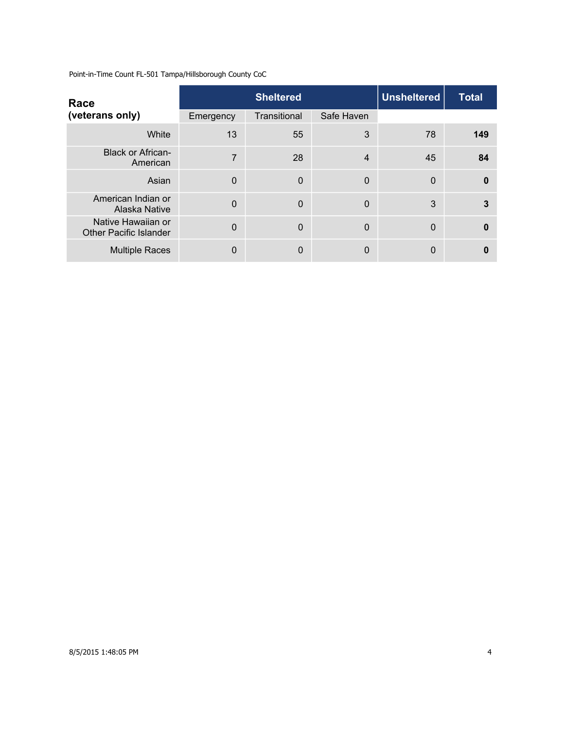Point-in-Time Count FL-501 Tampa/Hillsborough County CoC

| **Race (veterans only)** | **Sheltered** | | | **Unsheltered** | **Total** |
|---|---|---|---|---|---|
| | Emergency | Transitional | Safe Haven | | |
| White | 13 | 55 | 3 | 78 | **149** |
| Black or African-American | 7 | 28 | 4 | 45 | **84** |
| Asian | 0 | 0 | 0 | 0 | **0** |
| American Indian or Alaska Native | 0 | 0 | 0 | 3 | **3** |
| Native Hawaiian or Other Pacific Islander | 0 | 0 | 0 | 0 | **0** |
| Multiple Races | 0 | 0 | 0 | 0 | **0** |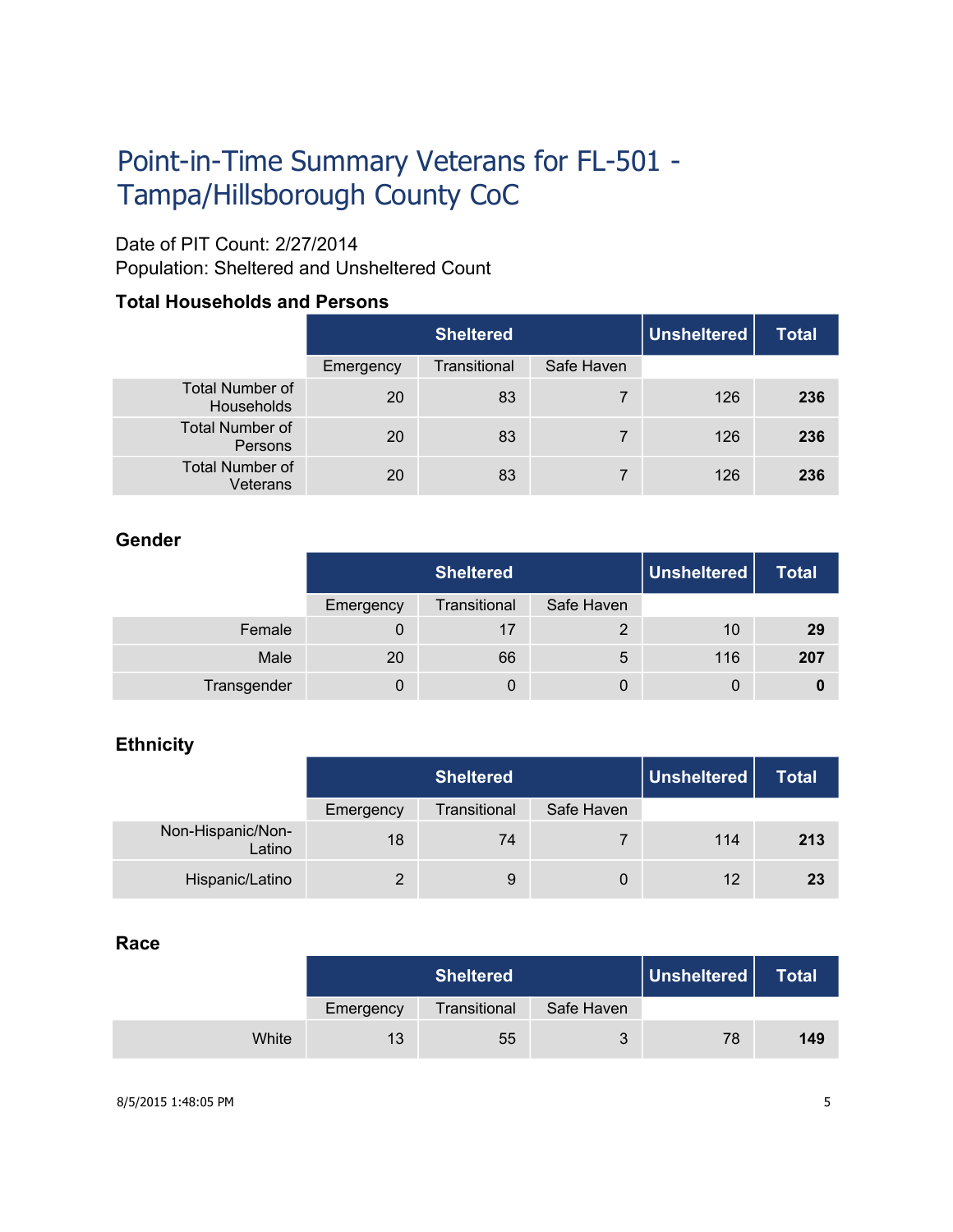# Point-in-Time Summary Veterans for FL-501 - Tampa/Hillsborough County CoC

Date of PIT Count: 2/27/2014
Population: Sheltered and Unsheltered Count

### Total Households and Persons

| | Sheltered | | | Unsheltered | Total |
|---|---|---|---|---|---|
| | Emergency | Transitional | Safe Haven | | |
| Total Number of Households | 20 | 83 | 7 | 126 | **236** |
| Total Number of Persons | 20 | 83 | 7 | 126 | **236** |
| Total Number of Veterans | 20 | 83 | 7 | 126 | **236** |

### Gender

| | Sheltered | | | Unsheltered | Total |
|---|---|---|---|---|---|
| | Emergency | Transitional | Safe Haven | | |
| Female | 0 | 17 | 2 | 10 | **29** |
| Male | 20 | 66 | 5 | 116 | **207** |
| Transgender | 0 | 0 | 0 | 0 | **0** |

### Ethnicity

| | Sheltered | | | Unsheltered | Total |
|---|---|---|---|---|---|
| | Emergency | Transitional | Safe Haven | | |
| Non-Hispanic/Non-Latino | 18 | 74 | 7 | 114 | **213** |
| Hispanic/Latino | 2 | 9 | 0 | 12 | **23** |

### Race

| | Sheltered | | | Unsheltered | Total |
|---|---|---|---|---|---|
| | Emergency | Transitional | Safe Haven | | |
| White | 13 | 55 | 3 | 78 | **149** |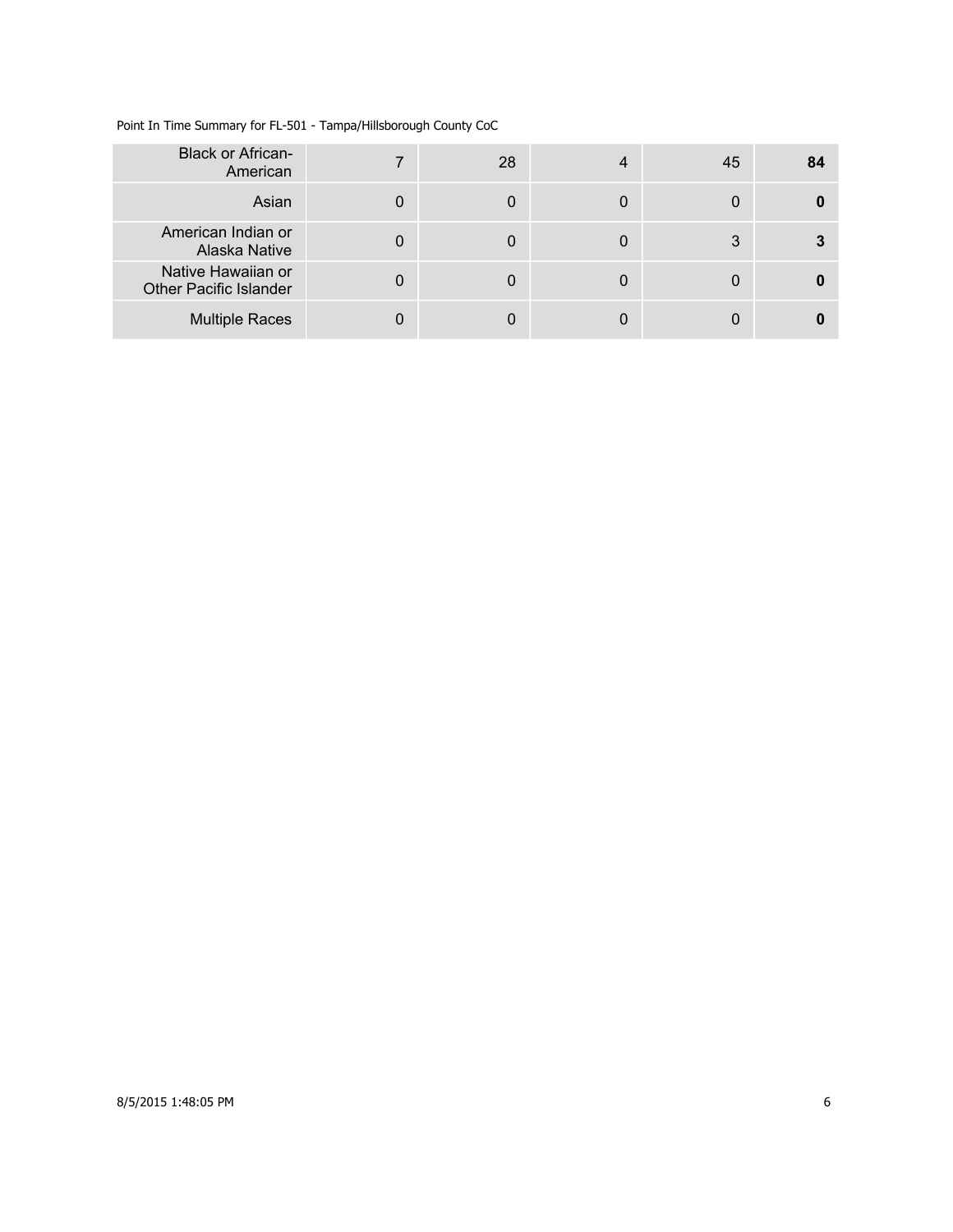| | | | | | |
|---|---|---|---|---|---|
| Black or African-American | 7 | 28 | 4 | 45 | **84** |
| Asian | 0 | 0 | 0 | 0 | **0** |
| American Indian or Alaska Native | 0 | 0 | 0 | 3 | **3** |
| Native Hawaiian or Other Pacific Islander | 0 | 0 | 0 | 0 | **0** |
| Multiple Races | 0 | 0 | 0 | 0 | **0** |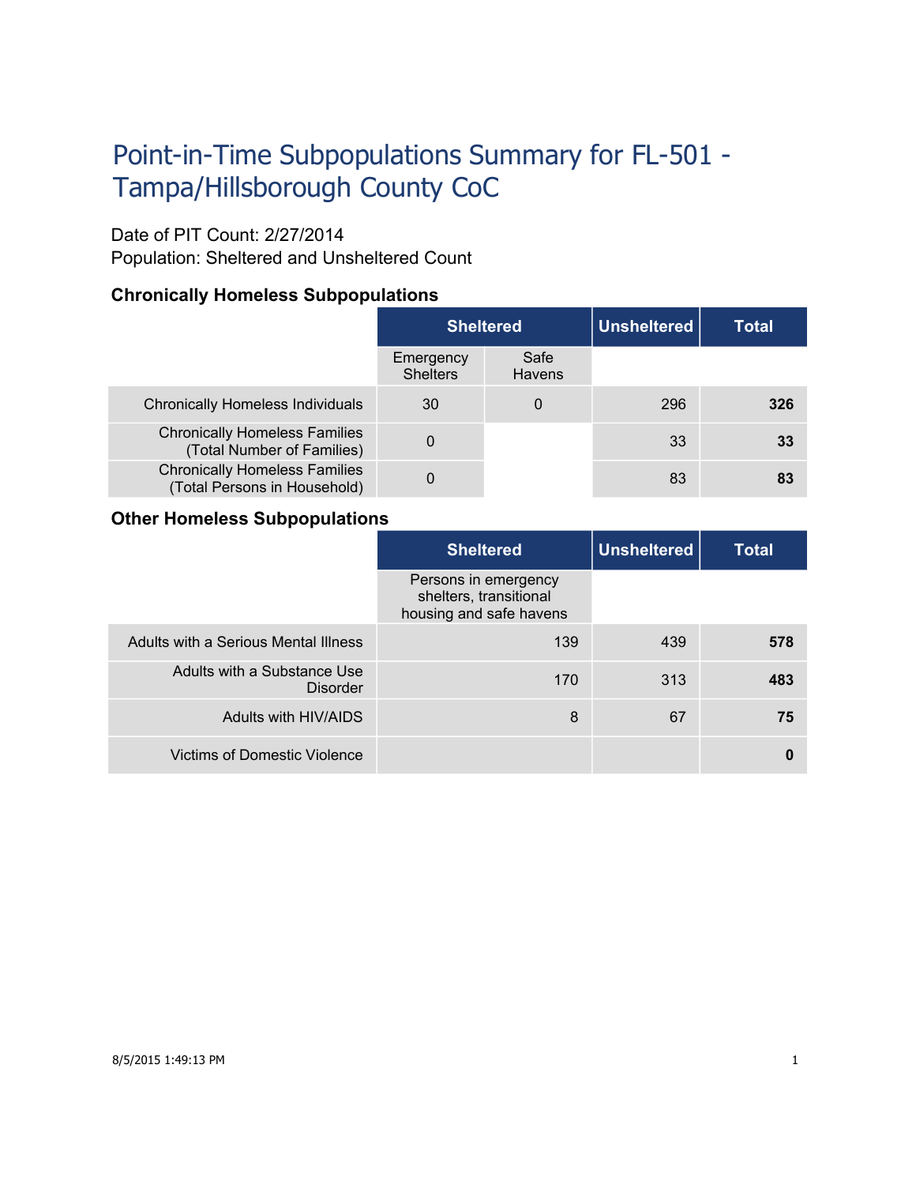# Point-in-Time Subpopulations Summary for FL-501 - Tampa/Hillsborough County CoC

Date of PIT Count: 2/27/2014
Population: Sheltered and Unsheltered Count

### Chronically Homeless Subpopulations

| | Sheltered | | Unsheltered | Total |
|---|---|---|---|---|
| | Emergency Shelters | Safe Havens | | |
| Chronically Homeless Individuals | 30 | 0 | 296 | **326** |
| Chronically Homeless Families (Total Number of Families) | 0 | | 33 | **33** |
| Chronically Homeless Families (Total Persons in Household) | 0 | | 83 | **83** |

### Other Homeless Subpopulations

| | Sheltered | Unsheltered | Total |
|---|---|---|---|
| | Persons in emergency shelters, transitional housing and safe havens | | |
| Adults with a Serious Mental Illness | 139 | 439 | **578** |
| Adults with a Substance Use Disorder | 170 | 313 | **483** |
| Adults with HIV/AIDS | 8 | 67 | **75** |
| Victims of Domestic Violence | | | **0** |

8/5/2015 1:49:13 PM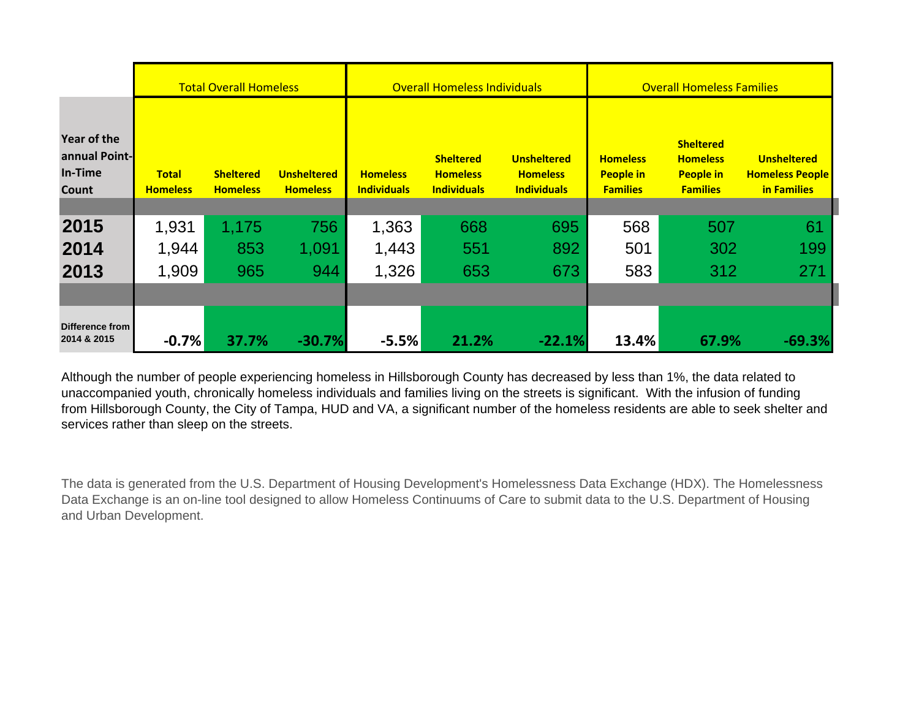| Year of the annual Point-In-Time Count | Total Overall Homeless | | | Overall Homeless Individuals | | | Overall Homeless Families | | |
|---|---|---|---|---|---|---|---|---|---|
| | Total Homeless | Sheltered Homeless | Unsheltered Homeless | Homeless Individuals | Sheltered Homeless Individuals | Unsheltered Homeless Individuals | Homeless People in Families | Sheltered Homeless People in Families | Unsheltered Homeless People in Families |
| **2015** | 1,931 | 1,175 | 756 | 1,363 | 668 | 695 | 568 | 507 | 61 |
| **2014** | 1,944 | 853 | 1,091 | 1,443 | 551 | 892 | 501 | 302 | 199 |
| **2013** | 1,909 | 965 | 944 | 1,326 | 653 | 673 | 583 | 312 | 271 |
| **Difference from 2014 & 2015** | **-0.7%** | **37.7%** | **-30.7%** | **-5.5%** | **21.2%** | **-22.1%** | **13.4%** | **67.9%** | **-69.3%** |

Although the number of people experiencing homeless in Hillsborough County has decreased by less than 1%, the data related to unaccompanied youth, chronically homeless individuals and families living on the streets is significant. With the infusion of funding from Hillsborough County, the City of Tampa, HUD and VA, a significant number of the homeless residents are able to seek shelter and services rather than sleep on the streets.

The data is generated from the U.S. Department of Housing Development's Homelessness Data Exchange (HDX). The Homelessness Data Exchange is an on-line tool designed to allow Homeless Continuums of Care to submit data to the U.S. Department of Housing and Urban Development.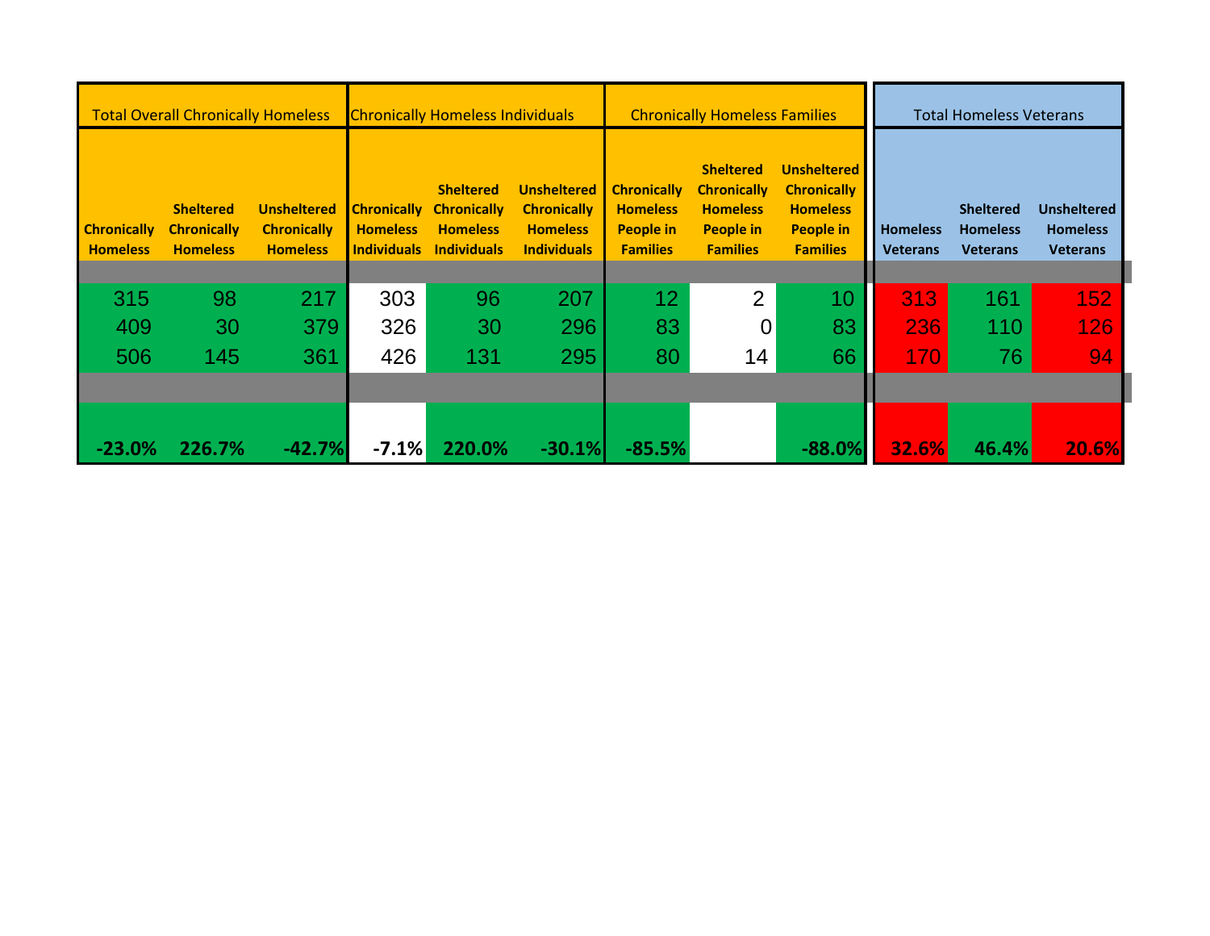| Total Overall Chronically Homeless | | | Chronically Homeless Individuals | | | Chronically Homeless Families | | | Total Homeless Veterans | | |
|---|---|---|---|---|---|---|---|---|---|---|---|
| Chronically Homeless | Sheltered Chronically Homeless | Unsheltered Chronically Homeless | Chronically Homeless Individuals | Sheltered Chronically Homeless Individuals | Unsheltered Chronically Homeless Individuals | Chronically Homeless People in Families | Sheltered Chronically Homeless People in Families | Unsheltered Chronically Homeless People in Families | Homeless Veterans | Sheltered Homeless Veterans | Unsheltered Homeless Veterans |
| | | | | | | | | | | | |
| 315 | 98 | 217 | 303 | 96 | 207 | 12 | 2 | 10 | 313 | 161 | 152 |
| 409 | 30 | 379 | 326 | 30 | 296 | 83 | 0 | 83 | 236 | 110 | 126 |
| 506 | 145 | 361 | 426 | 131 | 295 | 80 | 14 | 66 | 170 | 76 | 94 |
| | | | | | | | | | | | |
| **-23.0%** | **226.7%** | **-42.7%** | **-7.1%** | **220.0%** | **-30.1%** | **-85.5%** | | **-88.0%** | **32.6%** | **46.4%** | **20.6%** |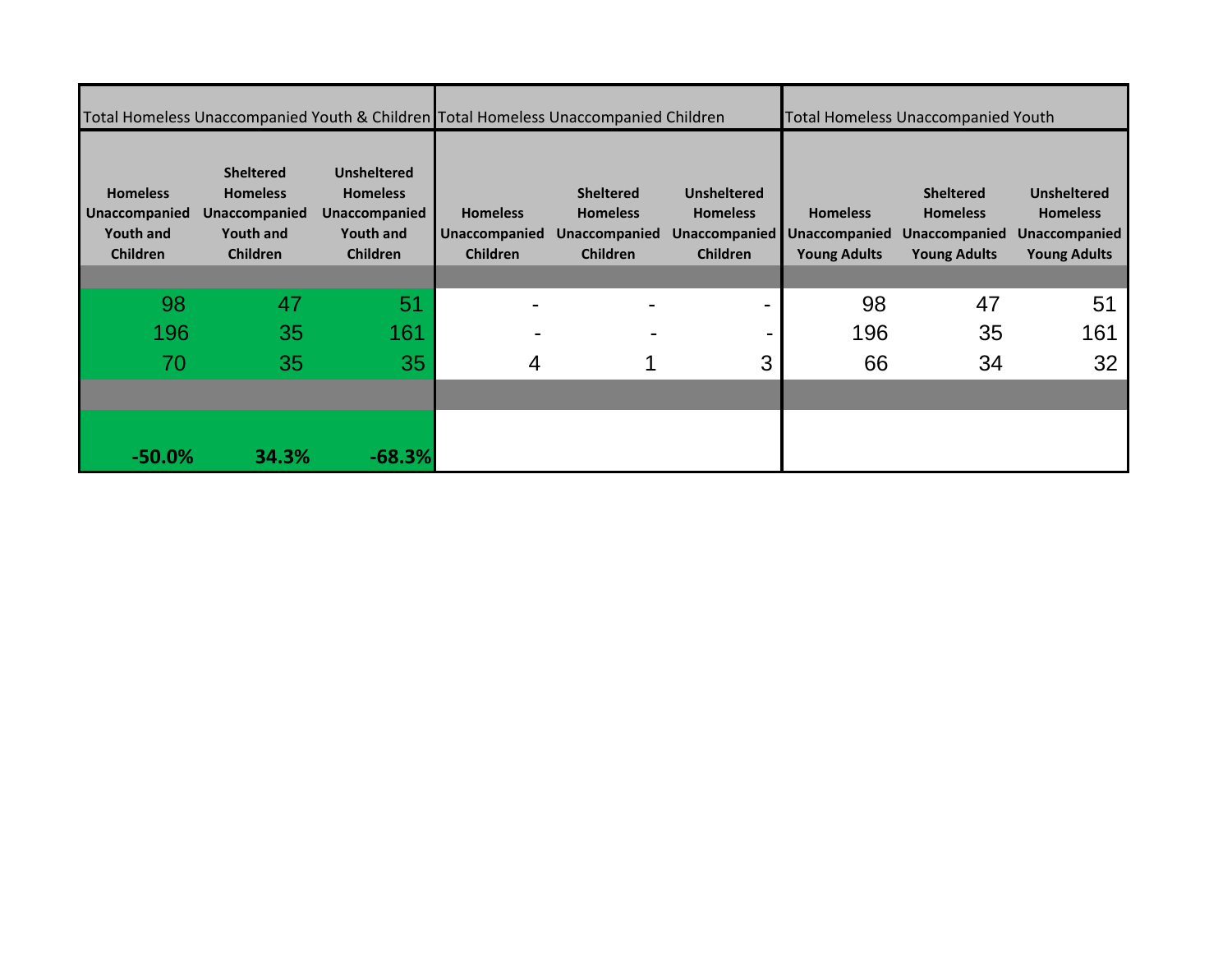| Total Homeless Unaccompanied Youth & Children | | | Total Homeless Unaccompanied Children | | | Total Homeless Unaccompanied Youth | | |
|---|---|---|---|---|---|---|---|---|
| **Homeless Unaccompanied Youth and Children** | **Sheltered Homeless Unaccompanied Youth and Children** | **Unsheltered Homeless Unaccompanied Youth and Children** | **Homeless Unaccompanied Children** | **Sheltered Homeless Unaccompanied Children** | **Unsheltered Homeless Unaccompanied Children** | **Homeless Unaccompanied Young Adults** | **Sheltered Homeless Unaccompanied Young Adults** | **Unsheltered Homeless Unaccompanied Young Adults** |
| | | | | | | | | |
| 98 | 47 | 51 | - | - | - | 98 | 47 | 51 |
| 196 | 35 | 161 | - | - | - | 196 | 35 | 161 |
| 70 | 35 | 35 | 4 | 1 | 3 | 66 | 34 | 32 |
| | | | | | | | | |
| **-50.0%** | **34.3%** | **-68.3%** | | | | | | |